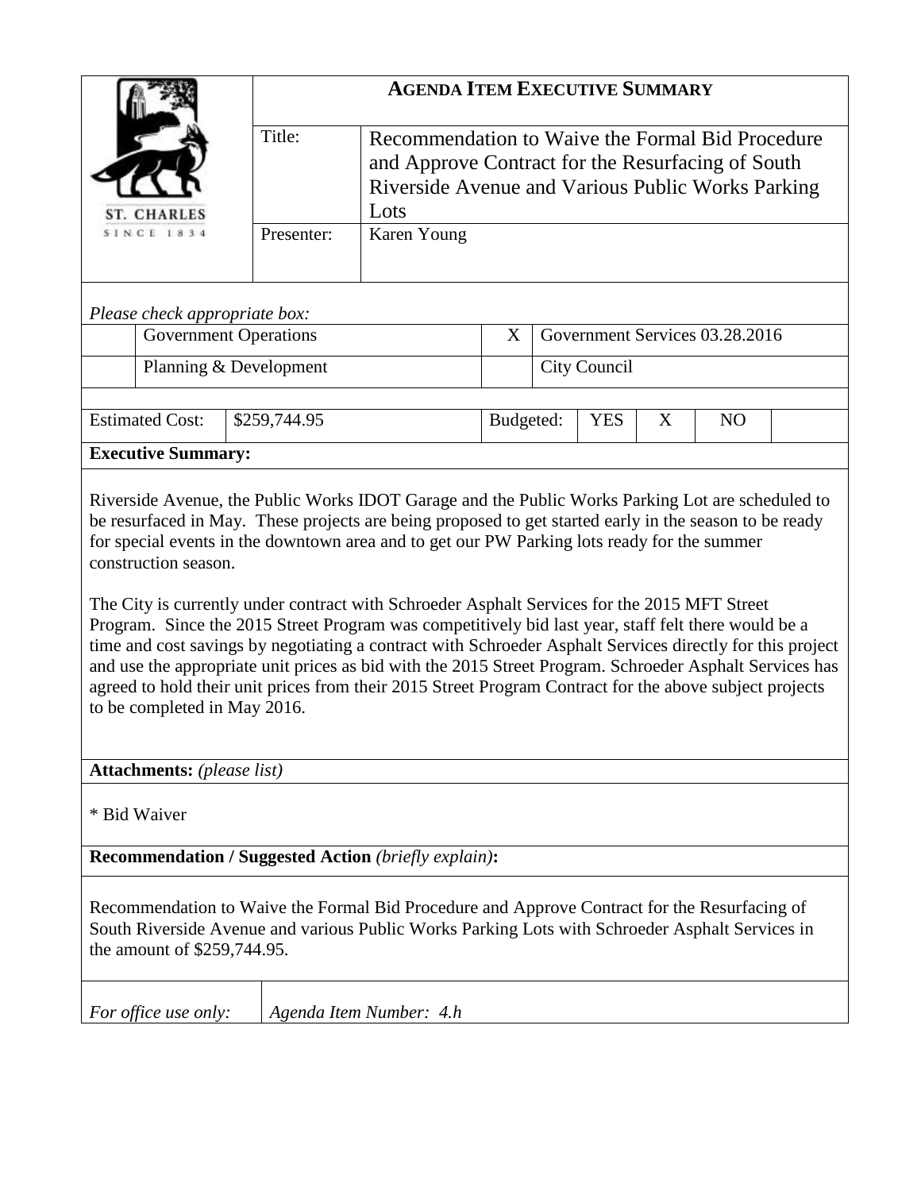ST. CHARLES
SINCE 1834

# AGENDA ITEM EXECUTIVE SUMMARY

| | |
|---|---|
| Title: | Recommendation to Waive the Formal Bid Procedure and Approve Contract for the Resurfacing of South Riverside Avenue and Various Public Works Parking Lots |
| Presenter: | Karen Young |

*Please check appropriate box:*

| | | | |
|---|---|---|---|
| | Government Operations | X | Government Services 03.28.2016 |
| | Planning & Development | | City Council |

| | | | | | | |
|---|---|---|---|---|---|---|
| Estimated Cost: | $259,744.95 | Budgeted: | YES | X | NO | |

**Executive Summary:**

Riverside Avenue, the Public Works IDOT Garage and the Public Works Parking Lot are scheduled to be resurfaced in May. These projects are being proposed to get started early in the season to be ready for special events in the downtown area and to get our PW Parking lots ready for the summer construction season.

The City is currently under contract with Schroeder Asphalt Services for the 2015 MFT Street Program. Since the 2015 Street Program was competitively bid last year, staff felt there would be a time and cost savings by negotiating a contract with Schroeder Asphalt Services directly for this project and use the appropriate unit prices as bid with the 2015 Street Program. Schroeder Asphalt Services has agreed to hold their unit prices from their 2015 Street Program Contract for the above subject projects to be completed in May 2016.

**Attachments:** *(please list)*

* Bid Waiver

**Recommendation / Suggested Action** *(briefly explain)***:**

Recommendation to Waive the Formal Bid Procedure and Approve Contract for the Resurfacing of South Riverside Avenue and various Public Works Parking Lots with Schroeder Asphalt Services in the amount of $259,744.95.

| | |
|---|---|
| *For office use only:* | *Agenda Item Number: 4.h* |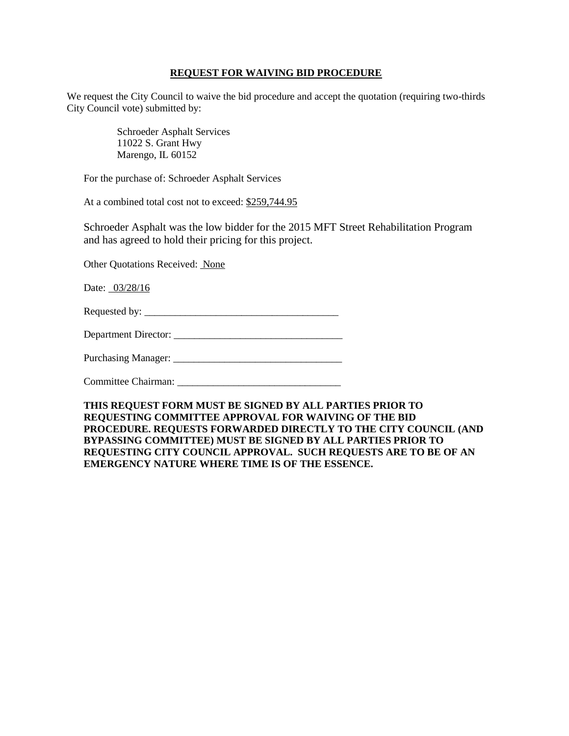**REQUEST FOR WAIVING BID PROCEDURE**

We request the City Council to waive the bid procedure and accept the quotation (requiring two-thirds City Council vote) submitted by:

Schroeder Asphalt Services
11022 S. Grant Hwy
Marengo, IL 60152

For the purchase of: Schroeder Asphalt Services

At a combined total cost not to exceed: $259,744.95

Schroeder Asphalt was the low bidder for the 2015 MFT Street Rehabilitation Program and has agreed to hold their pricing for this project.

Other Quotations Received: None

Date: 03/28/16

Requested by: ______________________________________

Department Director: _________________________________

Purchasing Manager: _________________________________

Committee Chairman: ________________________________

**THIS REQUEST FORM MUST BE SIGNED BY ALL PARTIES PRIOR TO REQUESTING COMMITTEE APPROVAL FOR WAIVING OF THE BID PROCEDURE. REQUESTS FORWARDED DIRECTLY TO THE CITY COUNCIL (AND BYPASSING COMMITTEE) MUST BE SIGNED BY ALL PARTIES PRIOR TO REQUESTING CITY COUNCIL APPROVAL. SUCH REQUESTS ARE TO BE OF AN EMERGENCY NATURE WHERE TIME IS OF THE ESSENCE.**